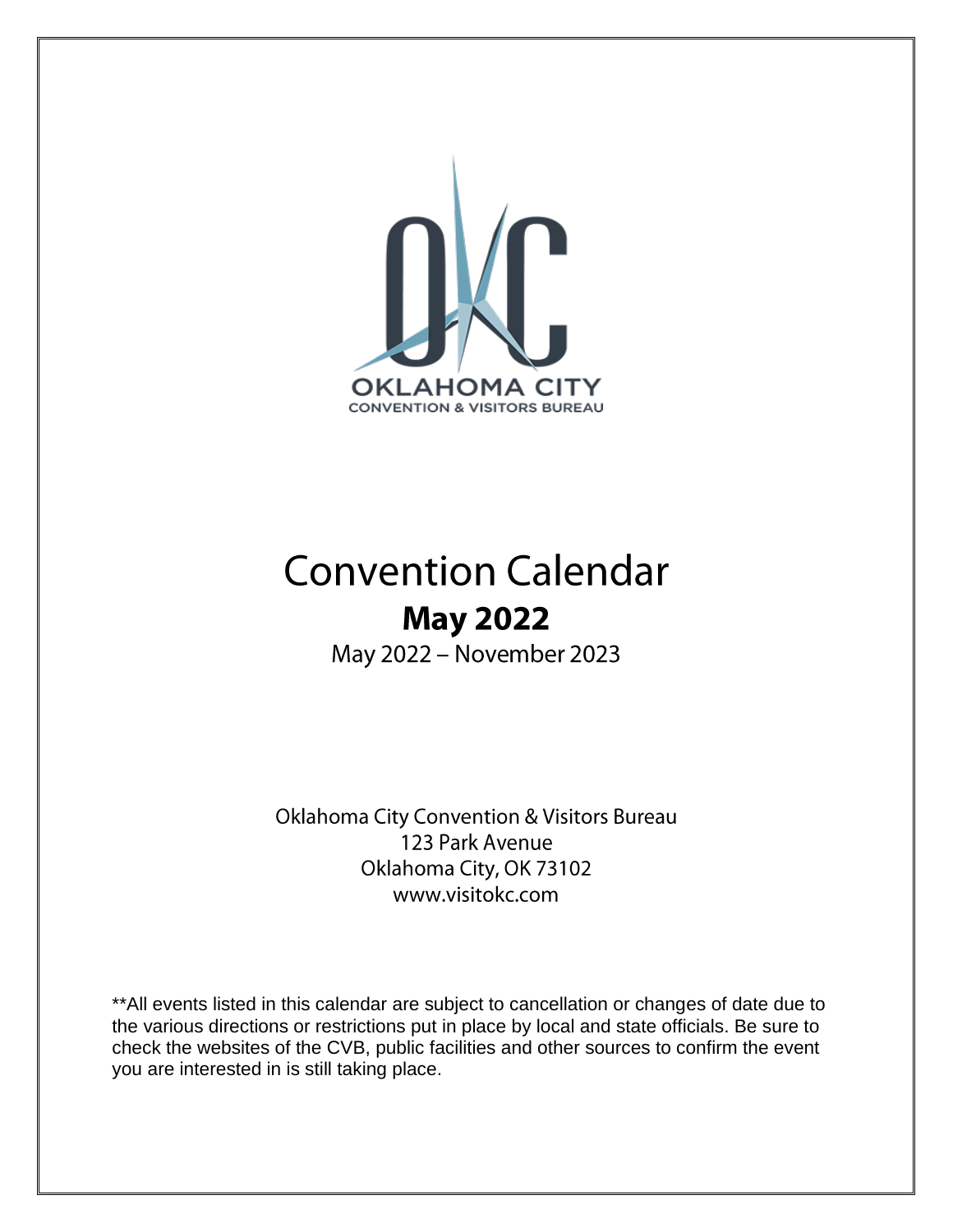OKLAHOMA CITY
CONVENTION & VISITORS BUREAU

# Convention Calendar

## May 2022

May 2022 – November 2023

Oklahoma City Convention & Visitors Bureau
123 Park Avenue
Oklahoma City, OK 73102
www.visitokc.com

**All events listed in this calendar are subject to cancellation or changes of date due to the various directions or restrictions put in place by local and state officials. Be sure to check the websites of the CVB, public facilities and other sources to confirm the event you are interested in is still taking place.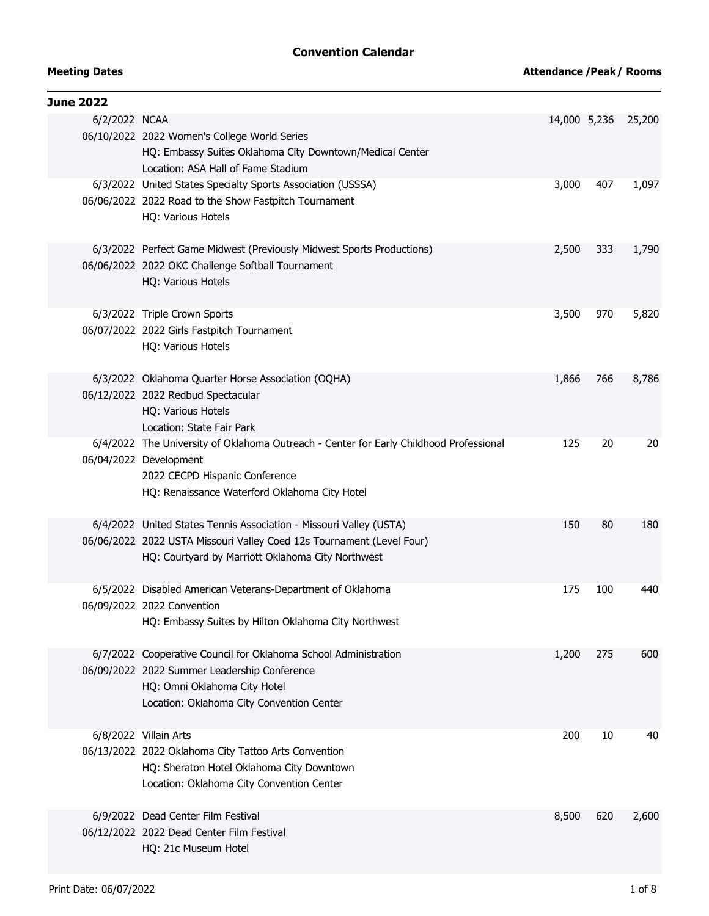# Convention Calendar

| Meeting Dates | | Attendance | Peak | Rooms |
|---|---|---|---|---|
| **June 2022** | | | | |
| 6/2/2022<br>06/10/2022 | NCAA<br>2022 Women's College World Series<br>HQ: Embassy Suites Oklahoma City Downtown/Medical Center<br>Location: ASA Hall of Fame Stadium | 14,000 | 5,236 | 25,200 |
| 6/3/2022<br>06/06/2022 | United States Specialty Sports Association (USSSA)<br>2022 Road to the Show Fastpitch Tournament<br>HQ: Various Hotels | 3,000 | 407 | 1,097 |
| 6/3/2022<br>06/06/2022 | Perfect Game Midwest (Previously Midwest Sports Productions)<br>2022 OKC Challenge Softball Tournament<br>HQ: Various Hotels | 2,500 | 333 | 1,790 |
| 6/3/2022<br>06/07/2022 | Triple Crown Sports<br>2022 Girls Fastpitch Tournament<br>HQ: Various Hotels | 3,500 | 970 | 5,820 |
| 6/3/2022<br>06/12/2022 | Oklahoma Quarter Horse Association (OQHA)<br>2022 Redbud Spectacular<br>HQ: Various Hotels<br>Location: State Fair Park | 1,866 | 766 | 8,786 |
| 6/4/2022<br>06/04/2022 | The University of Oklahoma Outreach - Center for Early Childhood Professional Development<br>2022 CECPD Hispanic Conference<br>HQ: Renaissance Waterford Oklahoma City Hotel | 125 | 20 | 20 |
| 6/4/2022<br>06/06/2022 | United States Tennis Association - Missouri Valley (USTA)<br>2022 USTA Missouri Valley Coed 12s Tournament (Level Four)<br>HQ: Courtyard by Marriott Oklahoma City Northwest | 150 | 80 | 180 |
| 6/5/2022<br>06/09/2022 | Disabled American Veterans-Department of Oklahoma<br>2022 Convention<br>HQ: Embassy Suites by Hilton Oklahoma City Northwest | 175 | 100 | 440 |
| 6/7/2022<br>06/09/2022 | Cooperative Council for Oklahoma School Administration<br>2022 Summer Leadership Conference<br>HQ: Omni Oklahoma City Hotel<br>Location: Oklahoma City Convention Center | 1,200 | 275 | 600 |
| 6/8/2022<br>06/13/2022 | Villain Arts<br>2022 Oklahoma City Tattoo Arts Convention<br>HQ: Sheraton Hotel Oklahoma City Downtown<br>Location: Oklahoma City Convention Center | 200 | 10 | 40 |
| 6/9/2022<br>06/12/2022 | Dead Center Film Festival<br>2022 Dead Center Film Festival<br>HQ: 21c Museum Hotel | 8,500 | 620 | 2,600 |

Print Date: 06/07/2022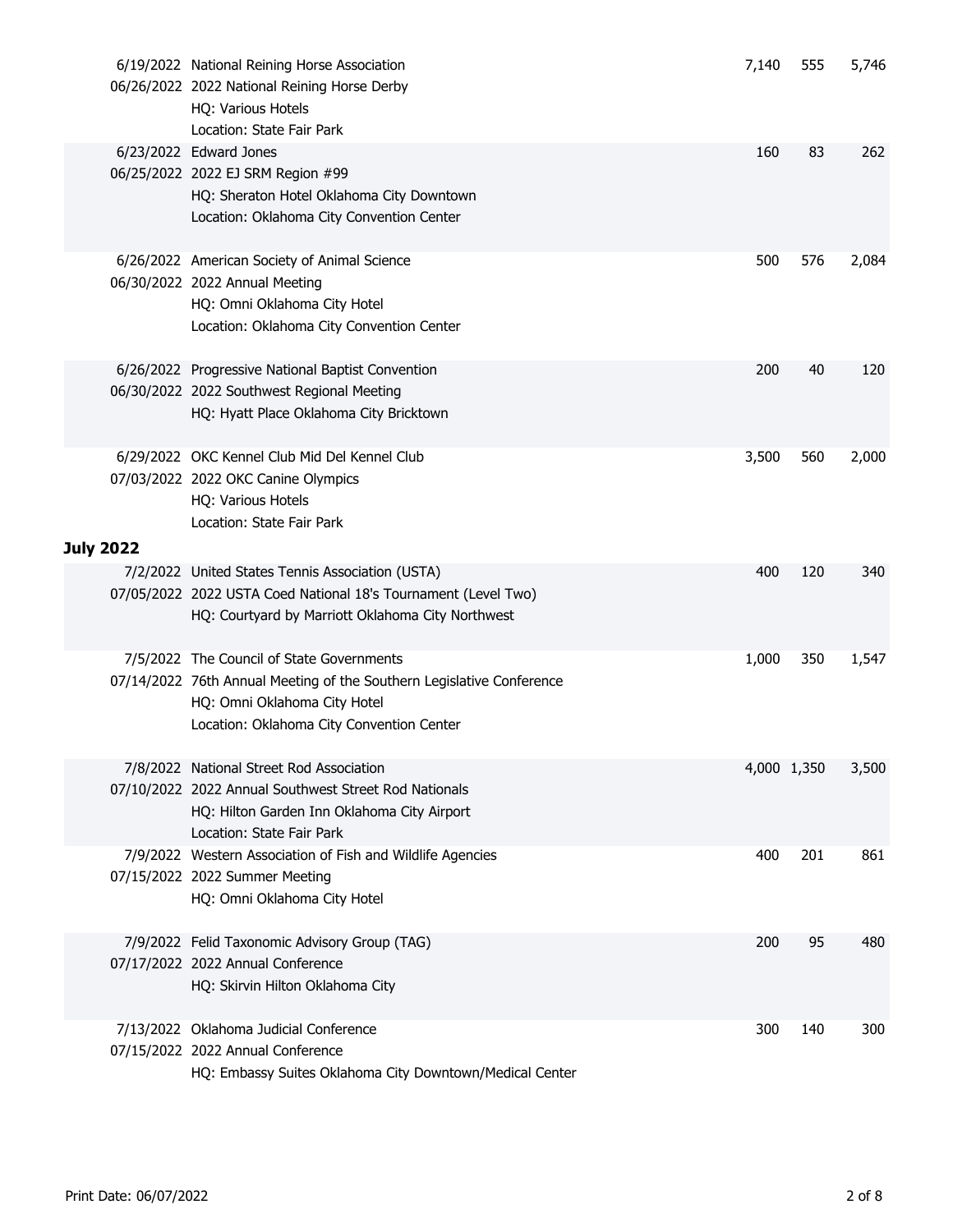| Dates | Event | | | |
|---|---|---|---|---|
| 6/19/2022<br>06/26/2022 | National Reining Horse Association<br>2022 National Reining Horse Derby<br>HQ: Various Hotels<br>Location: State Fair Park | 7,140 | 555 | 5,746 |
| 6/23/2022<br>06/25/2022 | Edward Jones<br>2022 EJ SRM Region #99<br>HQ: Sheraton Hotel Oklahoma City Downtown<br>Location: Oklahoma City Convention Center | 160 | 83 | 262 |
| 6/26/2022<br>06/30/2022 | American Society of Animal Science<br>2022 Annual Meeting<br>HQ: Omni Oklahoma City Hotel<br>Location: Oklahoma City Convention Center | 500 | 576 | 2,084 |
| 6/26/2022<br>06/30/2022 | Progressive National Baptist Convention<br>2022 Southwest Regional Meeting<br>HQ: Hyatt Place Oklahoma City Bricktown | 200 | 40 | 120 |
| 6/29/2022<br>07/03/2022 | OKC Kennel Club Mid Del Kennel Club<br>2022 OKC Canine Olympics<br>HQ: Various Hotels<br>Location: State Fair Park | 3,500 | 560 | 2,000 |
| **July 2022** | | | | |
| 7/2/2022<br>07/05/2022 | United States Tennis Association (USTA)<br>2022 USTA Coed National 18's Tournament (Level Two)<br>HQ: Courtyard by Marriott Oklahoma City Northwest | 400 | 120 | 340 |
| 7/5/2022<br>07/14/2022 | The Council of State Governments<br>76th Annual Meeting of the Southern Legislative Conference<br>HQ: Omni Oklahoma City Hotel<br>Location: Oklahoma City Convention Center | 1,000 | 350 | 1,547 |
| 7/8/2022<br>07/10/2022 | National Street Rod Association<br>2022 Annual Southwest Street Rod Nationals<br>HQ: Hilton Garden Inn Oklahoma City Airport<br>Location: State Fair Park | 4,000 | 1,350 | 3,500 |
| 7/9/2022<br>07/15/2022 | Western Association of Fish and Wildlife Agencies<br>2022 Summer Meeting<br>HQ: Omni Oklahoma City Hotel | 400 | 201 | 861 |
| 7/9/2022<br>07/17/2022 | Felid Taxonomic Advisory Group (TAG)<br>2022 Annual Conference<br>HQ: Skirvin Hilton Oklahoma City | 200 | 95 | 480 |
| 7/13/2022<br>07/15/2022 | Oklahoma Judicial Conference<br>2022 Annual Conference<br>HQ: Embassy Suites Oklahoma City Downtown/Medical Center | 300 | 140 | 300 |

Print Date: 06/07/2022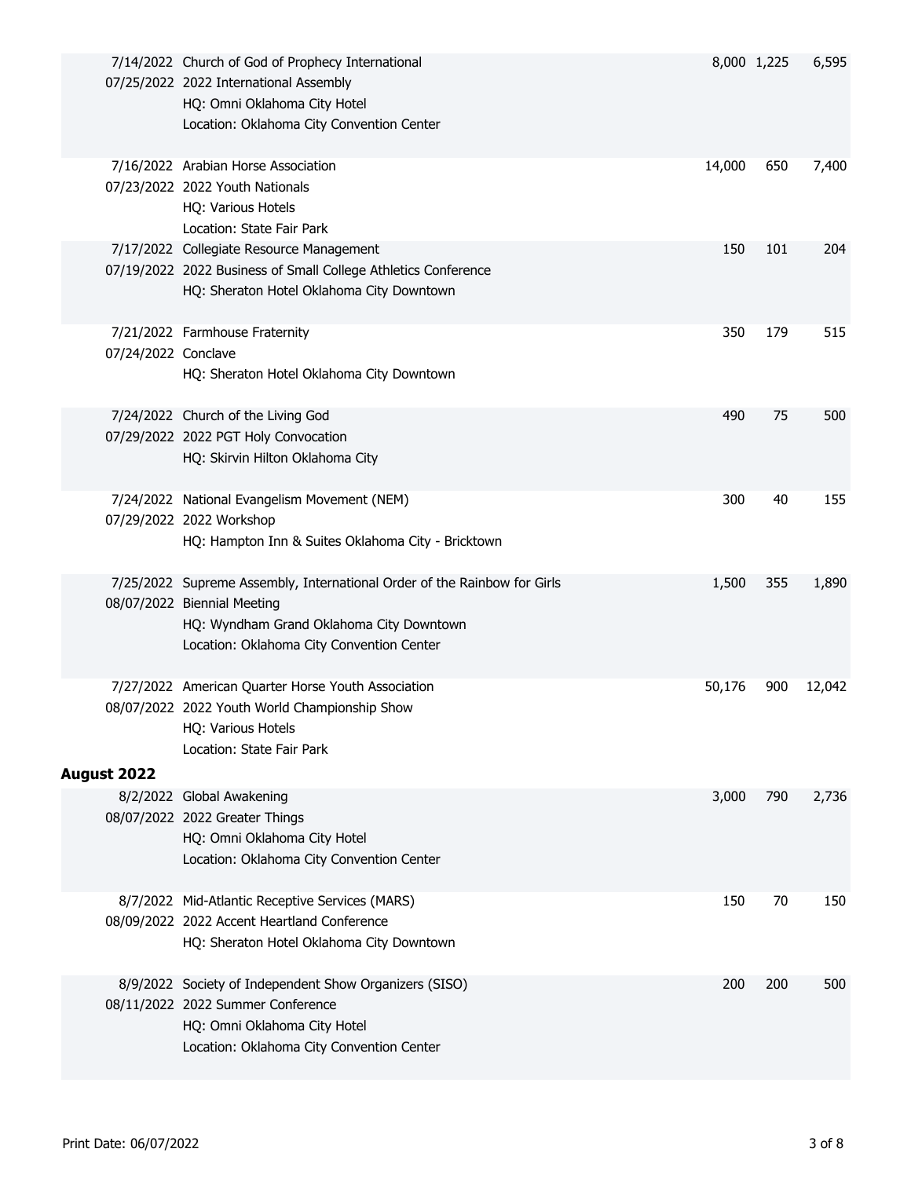| Dates | Event | | | |
|---|---|---|---|---|
| 7/14/2022<br>07/25/2022 | Church of God of Prophecy International<br>2022 International Assembly<br>HQ: Omni Oklahoma City Hotel<br>Location: Oklahoma City Convention Center | 8,000 | 1,225 | 6,595 |
| 7/16/2022<br>07/23/2022 | Arabian Horse Association<br>2022 Youth Nationals<br>HQ: Various Hotels<br>Location: State Fair Park | 14,000 | 650 | 7,400 |
| 7/17/2022<br>07/19/2022 | Collegiate Resource Management<br>2022 Business of Small College Athletics Conference<br>HQ: Sheraton Hotel Oklahoma City Downtown | 150 | 101 | 204 |
| 7/21/2022<br>07/24/2022 | Farmhouse Fraternity<br>Conclave<br>HQ: Sheraton Hotel Oklahoma City Downtown | 350 | 179 | 515 |
| 7/24/2022<br>07/29/2022 | Church of the Living God<br>2022 PGT Holy Convocation<br>HQ: Skirvin Hilton Oklahoma City | 490 | 75 | 500 |
| 7/24/2022<br>07/29/2022 | National Evangelism Movement (NEM)<br>2022 Workshop<br>HQ: Hampton Inn & Suites Oklahoma City - Bricktown | 300 | 40 | 155 |
| 7/25/2022<br>08/07/2022 | Supreme Assembly, International Order of the Rainbow for Girls<br>Biennial Meeting<br>HQ: Wyndham Grand Oklahoma City Downtown<br>Location: Oklahoma City Convention Center | 1,500 | 355 | 1,890 |
| 7/27/2022<br>08/07/2022 | American Quarter Horse Youth Association<br>2022 Youth World Championship Show<br>HQ: Various Hotels<br>Location: State Fair Park | 50,176 | 900 | 12,042 |

**August 2022**

| Dates | Event | | | |
|---|---|---|---|---|
| 8/2/2022<br>08/07/2022 | Global Awakening<br>2022 Greater Things<br>HQ: Omni Oklahoma City Hotel<br>Location: Oklahoma City Convention Center | 3,000 | 790 | 2,736 |
| 8/7/2022<br>08/09/2022 | Mid-Atlantic Receptive Services (MARS)<br>2022 Accent Heartland Conference<br>HQ: Sheraton Hotel Oklahoma City Downtown | 150 | 70 | 150 |
| 8/9/2022<br>08/11/2022 | Society of Independent Show Organizers (SISO)<br>2022 Summer Conference<br>HQ: Omni Oklahoma City Hotel<br>Location: Oklahoma City Convention Center | 200 | 200 | 500 |

Print Date: 06/07/2022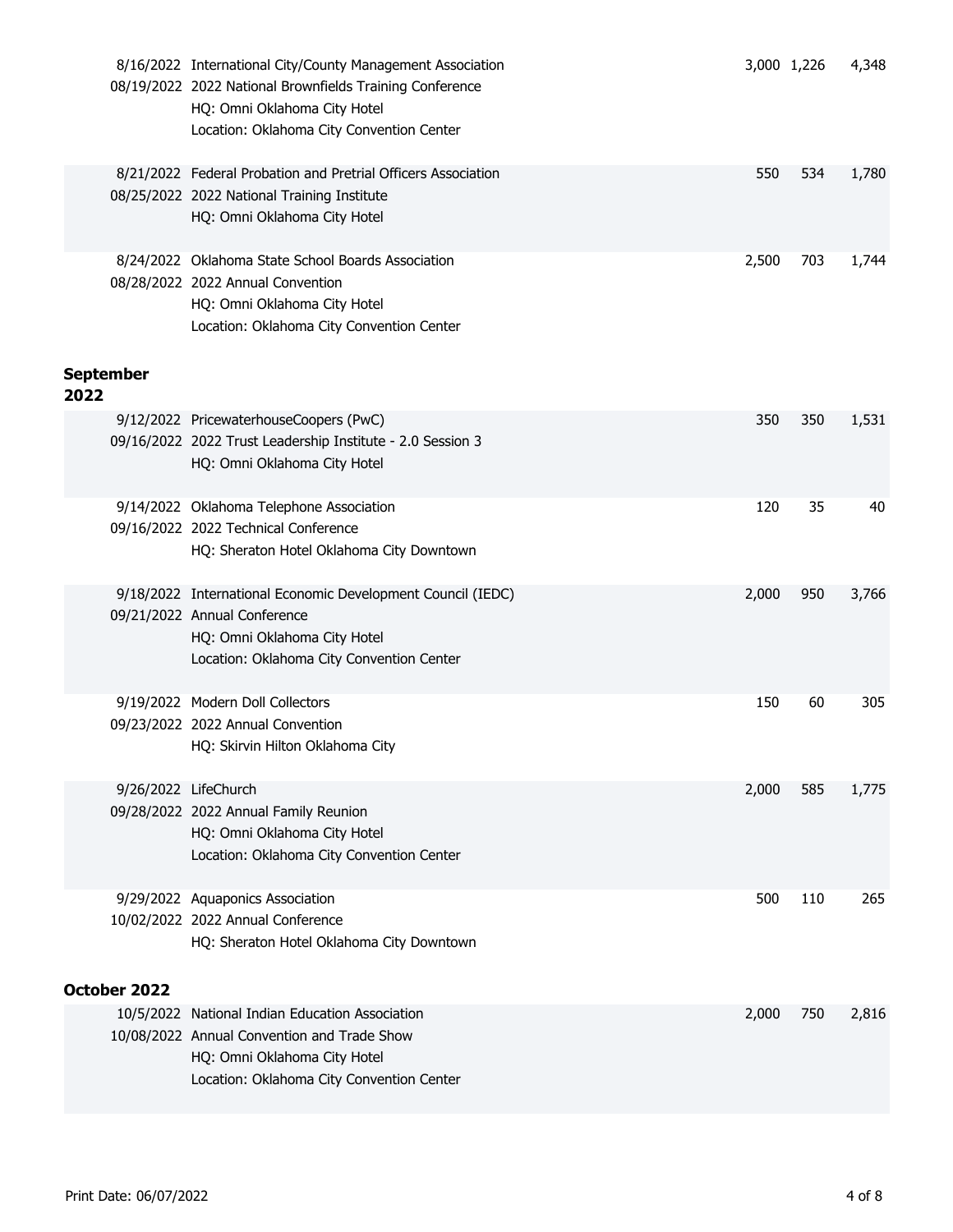| Dates | Event | | | |
|---|---|---|---|---|
| 8/16/2022<br>08/19/2022 | International City/County Management Association<br>2022 National Brownfields Training Conference<br>HQ: Omni Oklahoma City Hotel<br>Location: Oklahoma City Convention Center | 3,000 | 1,226 | 4,348 |
| 8/21/2022<br>08/25/2022 | Federal Probation and Pretrial Officers Association<br>2022 National Training Institute<br>HQ: Omni Oklahoma City Hotel | 550 | 534 | 1,780 |
| 8/24/2022<br>08/28/2022 | Oklahoma State School Boards Association<br>2022 Annual Convention<br>HQ: Omni Oklahoma City Hotel<br>Location: Oklahoma City Convention Center | 2,500 | 703 | 1,744 |

**September 2022**

| Dates | Event | | | |
|---|---|---|---|---|
| 9/12/2022<br>09/16/2022 | PricewaterhouseCoopers (PwC)<br>2022 Trust Leadership Institute - 2.0 Session 3<br>HQ: Omni Oklahoma City Hotel | 350 | 350 | 1,531 |
| 9/14/2022<br>09/16/2022 | Oklahoma Telephone Association<br>2022 Technical Conference<br>HQ: Sheraton Hotel Oklahoma City Downtown | 120 | 35 | 40 |
| 9/18/2022<br>09/21/2022 | International Economic Development Council (IEDC)<br>Annual Conference<br>HQ: Omni Oklahoma City Hotel<br>Location: Oklahoma City Convention Center | 2,000 | 950 | 3,766 |
| 9/19/2022<br>09/23/2022 | Modern Doll Collectors<br>2022 Annual Convention<br>HQ: Skirvin Hilton Oklahoma City | 150 | 60 | 305 |
| 9/26/2022<br>09/28/2022 | LifeChurch<br>2022 Annual Family Reunion<br>HQ: Omni Oklahoma City Hotel<br>Location: Oklahoma City Convention Center | 2,000 | 585 | 1,775 |
| 9/29/2022<br>10/02/2022 | Aquaponics Association<br>2022 Annual Conference<br>HQ: Sheraton Hotel Oklahoma City Downtown | 500 | 110 | 265 |

**October 2022**

| Dates | Event | | | |
|---|---|---|---|---|
| 10/5/2022<br>10/08/2022 | National Indian Education Association<br>Annual Convention and Trade Show<br>HQ: Omni Oklahoma City Hotel<br>Location: Oklahoma City Convention Center | 2,000 | 750 | 2,816 |

Print Date: 06/07/2022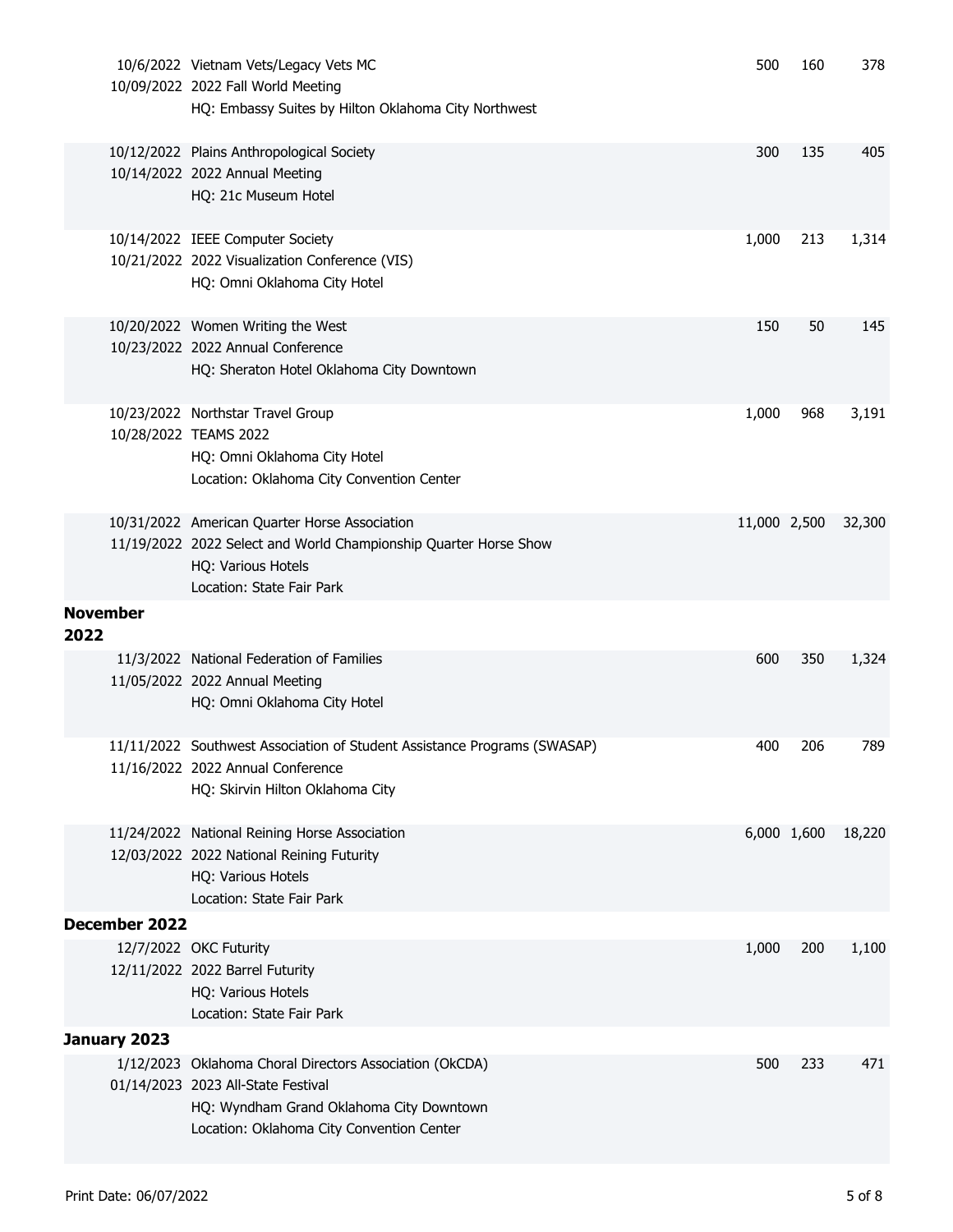| Dates | Event | | | |
|---|---|---|---|---|
| 10/6/2022<br>10/09/2022 | Vietnam Vets/Legacy Vets MC<br>2022 Fall World Meeting<br>HQ: Embassy Suites by Hilton Oklahoma City Northwest | 500 | 160 | 378 |
| 10/12/2022<br>10/14/2022 | Plains Anthropological Society<br>2022 Annual Meeting<br>HQ: 21c Museum Hotel | 300 | 135 | 405 |
| 10/14/2022<br>10/21/2022 | IEEE Computer Society<br>2022 Visualization Conference (VIS)<br>HQ: Omni Oklahoma City Hotel | 1,000 | 213 | 1,314 |
| 10/20/2022<br>10/23/2022 | Women Writing the West<br>2022 Annual Conference<br>HQ: Sheraton Hotel Oklahoma City Downtown | 150 | 50 | 145 |
| 10/23/2022<br>10/28/2022 | Northstar Travel Group<br>TEAMS 2022<br>HQ: Omni Oklahoma City Hotel<br>Location: Oklahoma City Convention Center | 1,000 | 968 | 3,191 |
| 10/31/2022<br>11/19/2022 | American Quarter Horse Association<br>2022 Select and World Championship Quarter Horse Show<br>HQ: Various Hotels<br>Location: State Fair Park | 11,000 | 2,500 | 32,300 |
| **November 2022** | | | | |
| 11/3/2022<br>11/05/2022 | National Federation of Families<br>2022 Annual Meeting<br>HQ: Omni Oklahoma City Hotel | 600 | 350 | 1,324 |
| 11/11/2022<br>11/16/2022 | Southwest Association of Student Assistance Programs (SWASAP)<br>2022 Annual Conference<br>HQ: Skirvin Hilton Oklahoma City | 400 | 206 | 789 |
| 11/24/2022<br>12/03/2022 | National Reining Horse Association<br>2022 National Reining Futurity<br>HQ: Various Hotels<br>Location: State Fair Park | 6,000 | 1,600 | 18,220 |
| **December 2022** | | | | |
| 12/7/2022<br>12/11/2022 | OKC Futurity<br>2022 Barrel Futurity<br>HQ: Various Hotels<br>Location: State Fair Park | 1,000 | 200 | 1,100 |
| **January 2023** | | | | |
| 1/12/2023<br>01/14/2023 | Oklahoma Choral Directors Association (OkCDA)<br>2023 All-State Festival<br>HQ: Wyndham Grand Oklahoma City Downtown<br>Location: Oklahoma City Convention Center | 500 | 233 | 471 |

Print Date: 06/07/2022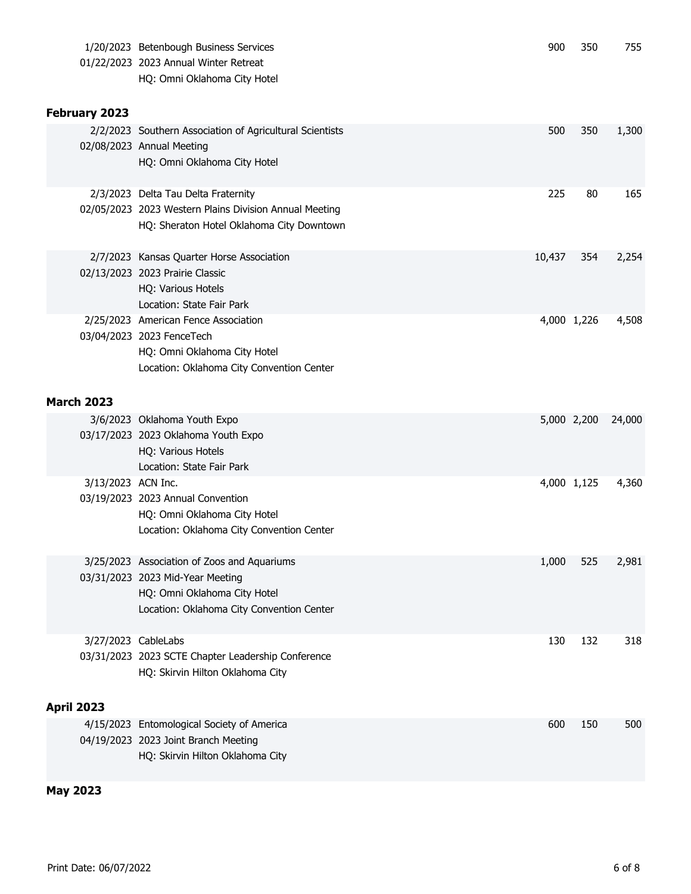| Date | Organization / Event | | | |
|---|---|---|---|---|
| 1/20/2023<br>01/22/2023 | Betenbough Business Services<br>2023 Annual Winter Retreat<br>HQ: Omni Oklahoma City Hotel | 900 | 350 | 755 |

**February 2023**

| Date | Organization / Event | | | |
|---|---|---|---|---|
| 2/2/2023<br>02/08/2023 | Southern Association of Agricultural Scientists<br>Annual Meeting<br>HQ: Omni Oklahoma City Hotel | 500 | 350 | 1,300 |
| 2/3/2023<br>02/05/2023 | Delta Tau Delta Fraternity<br>2023 Western Plains Division Annual Meeting<br>HQ: Sheraton Hotel Oklahoma City Downtown | 225 | 80 | 165 |
| 2/7/2023<br>02/13/2023 | Kansas Quarter Horse Association<br>2023 Prairie Classic<br>HQ: Various Hotels<br>Location: State Fair Park | 10,437 | 354 | 2,254 |
| 2/25/2023<br>03/04/2023 | American Fence Association<br>2023 FenceTech<br>HQ: Omni Oklahoma City Hotel<br>Location: Oklahoma City Convention Center | 4,000 | 1,226 | 4,508 |

**March 2023**

| Date | Organization / Event | | | |
|---|---|---|---|---|
| 3/6/2023<br>03/17/2023 | Oklahoma Youth Expo<br>2023 Oklahoma Youth Expo<br>HQ: Various Hotels<br>Location: State Fair Park | 5,000 | 2,200 | 24,000 |
| 3/13/2023<br>03/19/2023 | ACN Inc.<br>2023 Annual Convention<br>HQ: Omni Oklahoma City Hotel<br>Location: Oklahoma City Convention Center | 4,000 | 1,125 | 4,360 |
| 3/25/2023<br>03/31/2023 | Association of Zoos and Aquariums<br>2023 Mid-Year Meeting<br>HQ: Omni Oklahoma City Hotel<br>Location: Oklahoma City Convention Center | 1,000 | 525 | 2,981 |
| 3/27/2023<br>03/31/2023 | CableLabs<br>2023 SCTE Chapter Leadership Conference<br>HQ: Skirvin Hilton Oklahoma City | 130 | 132 | 318 |

**April 2023**

| Date | Organization / Event | | | |
|---|---|---|---|---|
| 4/15/2023<br>04/19/2023 | Entomological Society of America<br>2023 Joint Branch Meeting<br>HQ: Skirvin Hilton Oklahoma City | 600 | 150 | 500 |

**May 2023**

Print Date: 06/07/2022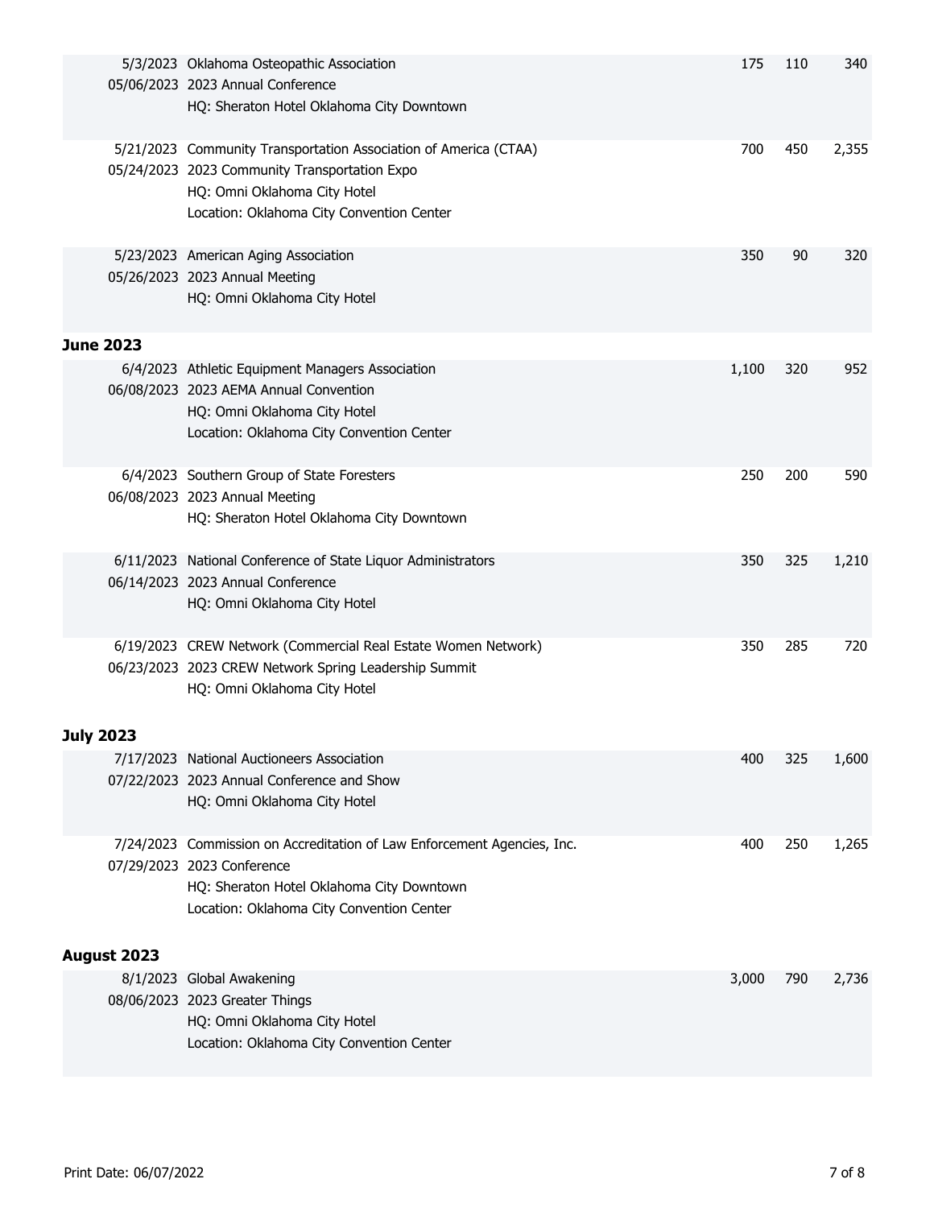| Dates | Event | | | |
|---|---|---|---|---|
| 5/3/2023<br>05/06/2023 | Oklahoma Osteopathic Association<br>2023 Annual Conference<br>HQ: Sheraton Hotel Oklahoma City Downtown | 175 | 110 | 340 |
| 5/21/2023<br>05/24/2023 | Community Transportation Association of America (CTAA)<br>2023 Community Transportation Expo<br>HQ: Omni Oklahoma City Hotel<br>Location: Oklahoma City Convention Center | 700 | 450 | 2,355 |
| 5/23/2023<br>05/26/2023 | American Aging Association<br>2023 Annual Meeting<br>HQ: Omni Oklahoma City Hotel | 350 | 90 | 320 |

**June 2023**

| Dates | Event | | | |
|---|---|---|---|---|
| 6/4/2023<br>06/08/2023 | Athletic Equipment Managers Association<br>2023 AEMA Annual Convention<br>HQ: Omni Oklahoma City Hotel<br>Location: Oklahoma City Convention Center | 1,100 | 320 | 952 |
| 6/4/2023<br>06/08/2023 | Southern Group of State Foresters<br>2023 Annual Meeting<br>HQ: Sheraton Hotel Oklahoma City Downtown | 250 | 200 | 590 |
| 6/11/2023<br>06/14/2023 | National Conference of State Liquor Administrators<br>2023 Annual Conference<br>HQ: Omni Oklahoma City Hotel | 350 | 325 | 1,210 |
| 6/19/2023<br>06/23/2023 | CREW Network (Commercial Real Estate Women Network)<br>2023 CREW Network Spring Leadership Summit<br>HQ: Omni Oklahoma City Hotel | 350 | 285 | 720 |

**July 2023**

| Dates | Event | | | |
|---|---|---|---|---|
| 7/17/2023<br>07/22/2023 | National Auctioneers Association<br>2023 Annual Conference and Show<br>HQ: Omni Oklahoma City Hotel | 400 | 325 | 1,600 |
| 7/24/2023<br>07/29/2023 | Commission on Accreditation of Law Enforcement Agencies, Inc.<br>2023 Conference<br>HQ: Sheraton Hotel Oklahoma City Downtown<br>Location: Oklahoma City Convention Center | 400 | 250 | 1,265 |

**August 2023**

| Dates | Event | | | |
|---|---|---|---|---|
| 8/1/2023<br>08/06/2023 | Global Awakening<br>2023 Greater Things<br>HQ: Omni Oklahoma City Hotel<br>Location: Oklahoma City Convention Center | 3,000 | 790 | 2,736 |

Print Date: 06/07/2022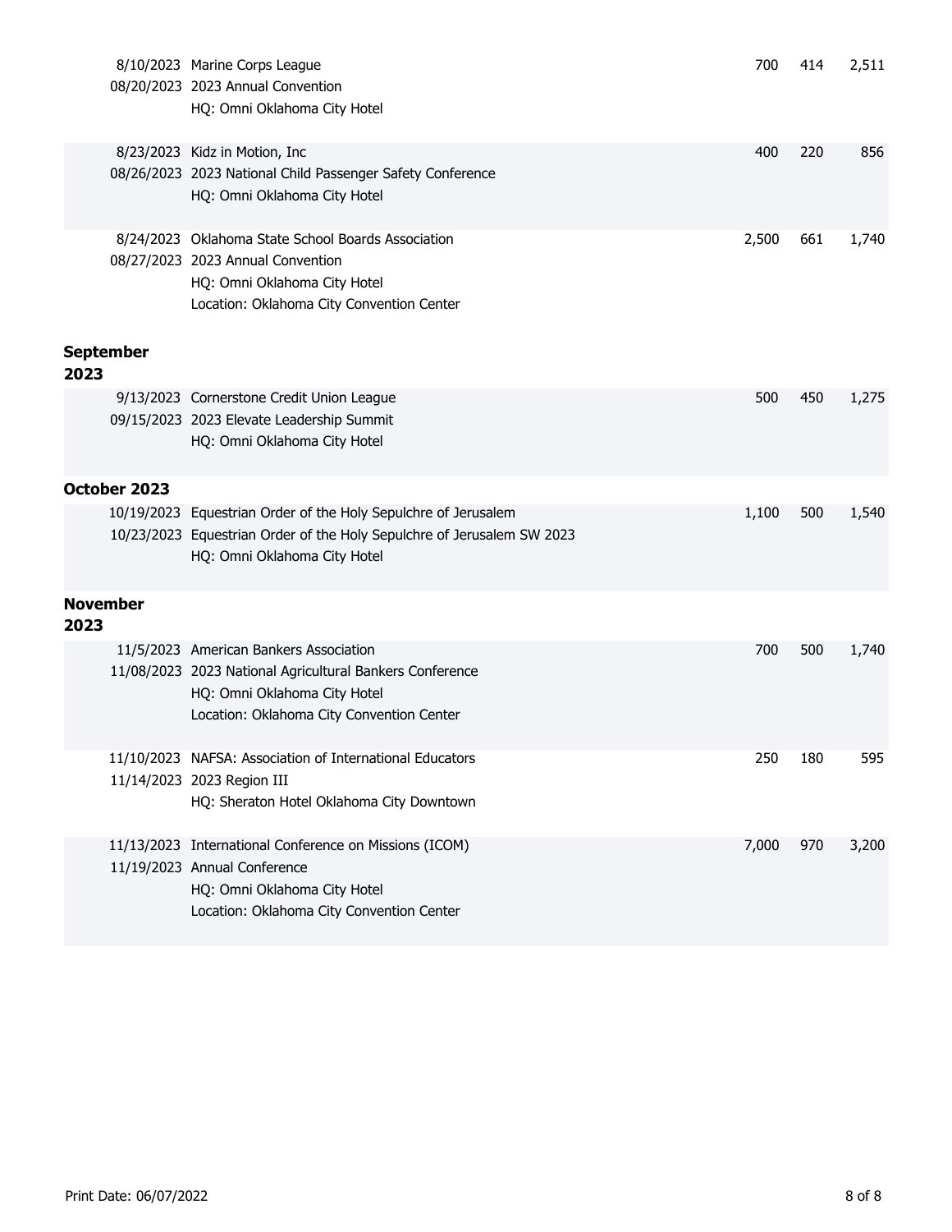| | | | | |
|---|---|---|---|---|
| 8/10/2023<br>08/20/2023 | Marine Corps League<br>2023 Annual Convention<br>HQ: Omni Oklahoma City Hotel | 700 | 414 | 2,511 |
| 8/23/2023<br>08/26/2023 | Kidz in Motion, Inc<br>2023 National Child Passenger Safety Conference<br>HQ: Omni Oklahoma City Hotel | 400 | 220 | 856 |
| 8/24/2023<br>08/27/2023 | Oklahoma State School Boards Association<br>2023 Annual Convention<br>HQ: Omni Oklahoma City Hotel<br>Location: Oklahoma City Convention Center | 2,500 | 661 | 1,740 |

**September 2023**

| | | | | |
|---|---|---|---|---|
| 9/13/2023<br>09/15/2023 | Cornerstone Credit Union League<br>2023 Elevate Leadership Summit<br>HQ: Omni Oklahoma City Hotel | 500 | 450 | 1,275 |

**October 2023**

| | | | | |
|---|---|---|---|---|
| 10/19/2023<br>10/23/2023 | Equestrian Order of the Holy Sepulchre of Jerusalem<br>Equestrian Order of the Holy Sepulchre of Jerusalem SW 2023<br>HQ: Omni Oklahoma City Hotel | 1,100 | 500 | 1,540 |

**November 2023**

| | | | | |
|---|---|---|---|---|
| 11/5/2023<br>11/08/2023 | American Bankers Association<br>2023 National Agricultural Bankers Conference<br>HQ: Omni Oklahoma City Hotel<br>Location: Oklahoma City Convention Center | 700 | 500 | 1,740 |
| 11/10/2023<br>11/14/2023 | NAFSA: Association of International Educators<br>2023 Region III<br>HQ: Sheraton Hotel Oklahoma City Downtown | 250 | 180 | 595 |
| 11/13/2023<br>11/19/2023 | International Conference on Missions (ICOM)<br>Annual Conference<br>HQ: Omni Oklahoma City Hotel<br>Location: Oklahoma City Convention Center | 7,000 | 970 | 3,200 |

Print Date: 06/07/2022